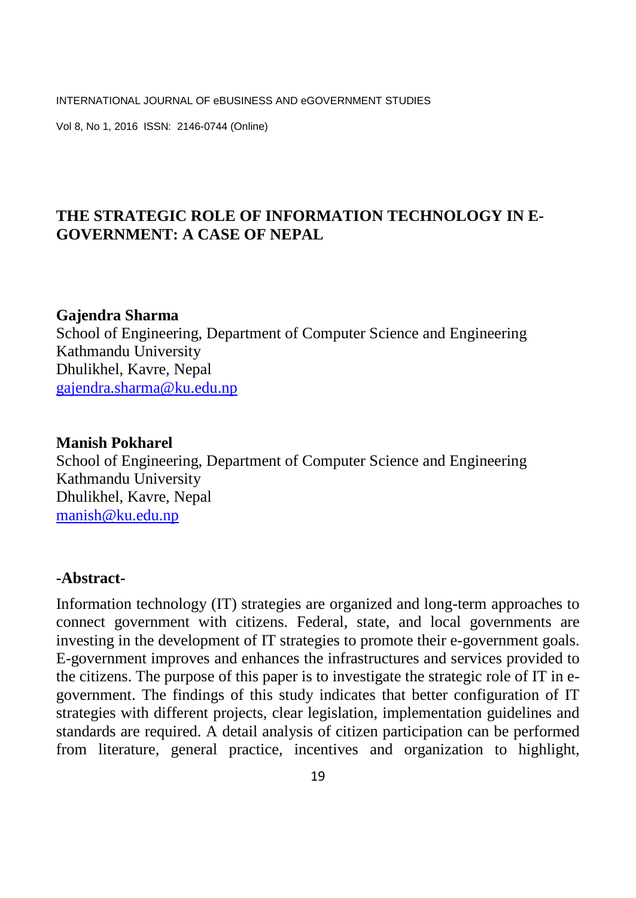# THE STRATEGIC ROLE OF INFORMATION TECHNOLOGY IN E-GOVERNMENT: A CASE OF NEPAL

**Gajendra Sharma**
School of Engineering, Department of Computer Science and Engineering
Kathmandu University
Dhulikhel, Kavre, Nepal
gajendra.sharma@ku.edu.np

**Manish Pokharel**
School of Engineering, Department of Computer Science and Engineering
Kathmandu University
Dhulikhel, Kavre, Nepal
manish@ku.edu.np

## -Abstract-

Information technology (IT) strategies are organized and long-term approaches to connect government with citizens. Federal, state, and local governments are investing in the development of IT strategies to promote their e-government goals. E-government improves and enhances the infrastructures and services provided to the citizens. The purpose of this paper is to investigate the strategic role of IT in e-government. The findings of this study indicates that better configuration of IT strategies with different projects, clear legislation, implementation guidelines and standards are required. A detail analysis of citizen participation can be performed from literature, general practice, incentives and organization to highlight,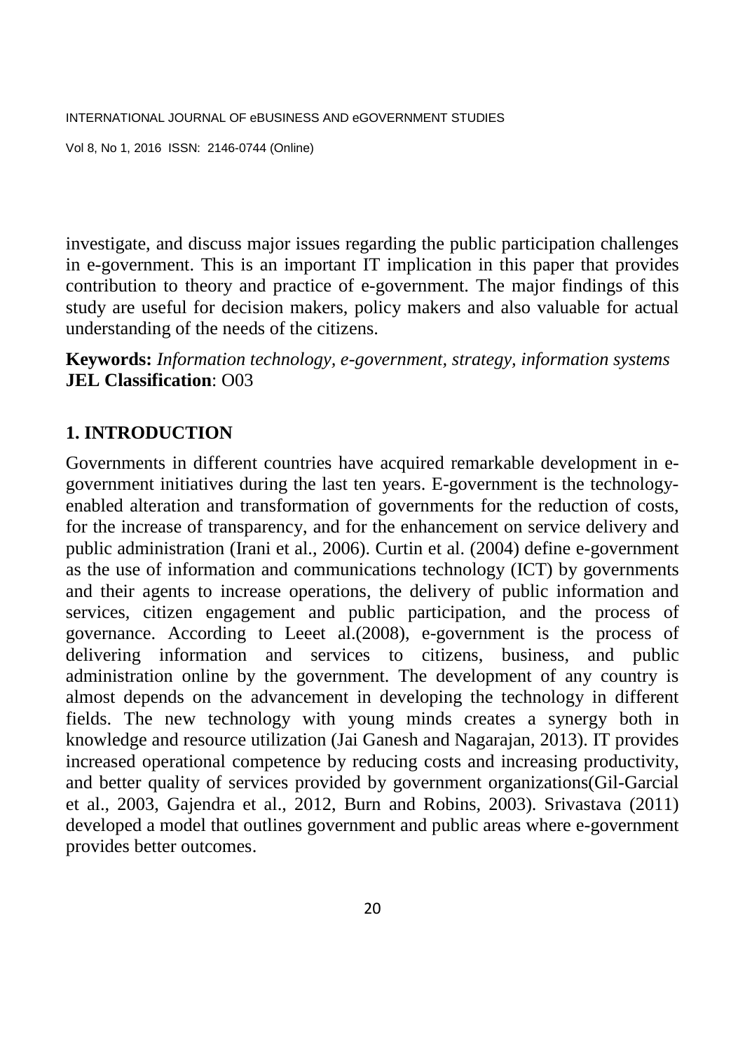investigate, and discuss major issues regarding the public participation challenges in e-government. This is an important IT implication in this paper that provides contribution to theory and practice of e-government. The major findings of this study are useful for decision makers, policy makers and also valuable for actual understanding of the needs of the citizens.

**Keywords:** *Information technology, e-government, strategy, information systems*
**JEL Classification**: O03

## 1. INTRODUCTION

Governments in different countries have acquired remarkable development in e-government initiatives during the last ten years. E-government is the technology-enabled alteration and transformation of governments for the reduction of costs, for the increase of transparency, and for the enhancement on service delivery and public administration (Irani et al., 2006). Curtin et al. (2004) define e-government as the use of information and communications technology (ICT) by governments and their agents to increase operations, the delivery of public information and services, citizen engagement and public participation, and the process of governance. According to Leeet al.(2008), e-government is the process of delivering information and services to citizens, business, and public administration online by the government. The development of any country is almost depends on the advancement in developing the technology in different fields. The new technology with young minds creates a synergy both in knowledge and resource utilization (Jai Ganesh and Nagarajan, 2013). IT provides increased operational competence by reducing costs and increasing productivity, and better quality of services provided by government organizations(Gil-Garcial et al., 2003, Gajendra et al., 2012, Burn and Robins, 2003). Srivastava (2011) developed a model that outlines government and public areas where e-government provides better outcomes.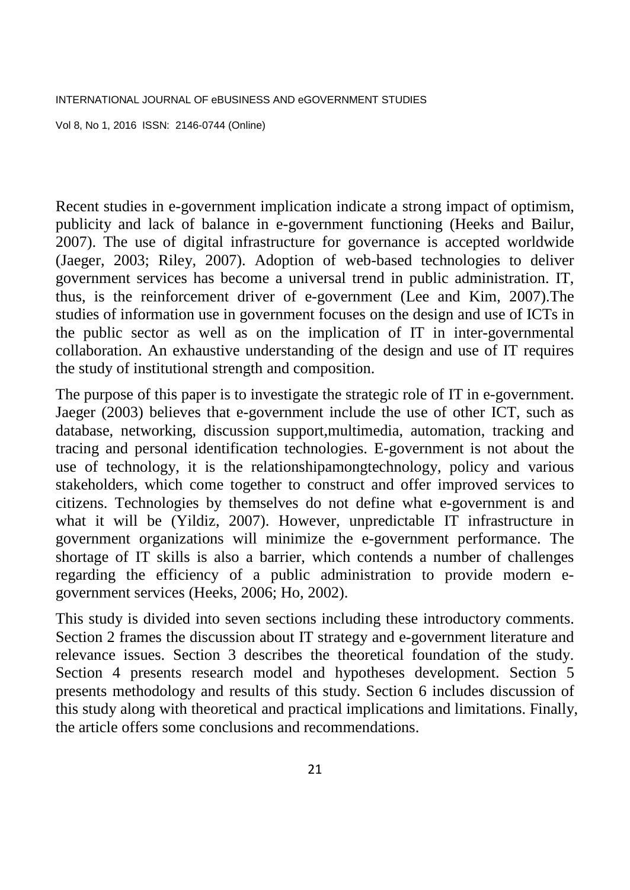Recent studies in e-government implication indicate a strong impact of optimism, publicity and lack of balance in e-government functioning (Heeks and Bailur, 2007). The use of digital infrastructure for governance is accepted worldwide (Jaeger, 2003; Riley, 2007). Adoption of web-based technologies to deliver government services has become a universal trend in public administration. IT, thus, is the reinforcement driver of e-government (Lee and Kim, 2007).The studies of information use in government focuses on the design and use of ICTs in the public sector as well as on the implication of IT in inter-governmental collaboration. An exhaustive understanding of the design and use of IT requires the study of institutional strength and composition.

The purpose of this paper is to investigate the strategic role of IT in e-government. Jaeger (2003) believes that e-government include the use of other ICT, such as database, networking, discussion support,multimedia, automation, tracking and tracing and personal identification technologies. E-government is not about the use of technology, it is the relationshipamongtechnology, policy and various stakeholders, which come together to construct and offer improved services to citizens. Technologies by themselves do not define what e-government is and what it will be (Yildiz, 2007). However, unpredictable IT infrastructure in government organizations will minimize the e-government performance. The shortage of IT skills is also a barrier, which contends a number of challenges regarding the efficiency of a public administration to provide modern e-government services (Heeks, 2006; Ho, 2002).

This study is divided into seven sections including these introductory comments. Section 2 frames the discussion about IT strategy and e-government literature and relevance issues. Section 3 describes the theoretical foundation of the study. Section 4 presents research model and hypotheses development. Section 5 presents methodology and results of this study. Section 6 includes discussion of this study along with theoretical and practical implications and limitations. Finally, the article offers some conclusions and recommendations.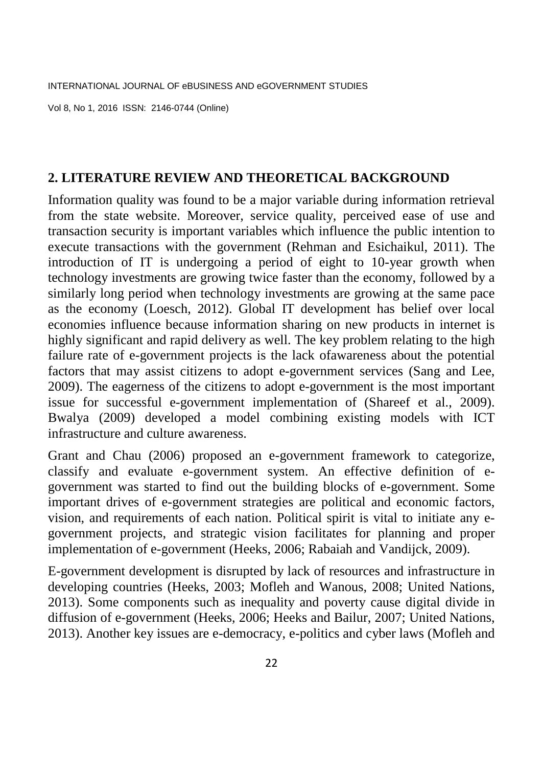## 2. LITERATURE REVIEW AND THEORETICAL BACKGROUND

Information quality was found to be a major variable during information retrieval from the state website. Moreover, service quality, perceived ease of use and transaction security is important variables which influence the public intention to execute transactions with the government (Rehman and Esichaikul, 2011). The introduction of IT is undergoing a period of eight to 10-year growth when technology investments are growing twice faster than the economy, followed by a similarly long period when technology investments are growing at the same pace as the economy (Loesch, 2012). Global IT development has belief over local economies influence because information sharing on new products in internet is highly significant and rapid delivery as well. The key problem relating to the high failure rate of e-government projects is the lack ofawareness about the potential factors that may assist citizens to adopt e-government services (Sang and Lee, 2009). The eagerness of the citizens to adopt e-government is the most important issue for successful e-government implementation of (Shareef et al., 2009). Bwalya (2009) developed a model combining existing models with ICT infrastructure and culture awareness.

Grant and Chau (2006) proposed an e-government framework to categorize, classify and evaluate e-government system. An effective definition of e-government was started to find out the building blocks of e-government. Some important drives of e-government strategies are political and economic factors, vision, and requirements of each nation. Political spirit is vital to initiate any e-government projects, and strategic vision facilitates for planning and proper implementation of e-government (Heeks, 2006; Rabaiah and Vandijck, 2009).

E-government development is disrupted by lack of resources and infrastructure in developing countries (Heeks, 2003; Mofleh and Wanous, 2008; United Nations, 2013). Some components such as inequality and poverty cause digital divide in diffusion of e-government (Heeks, 2006; Heeks and Bailur, 2007; United Nations, 2013). Another key issues are e-democracy, e-politics and cyber laws (Mofleh and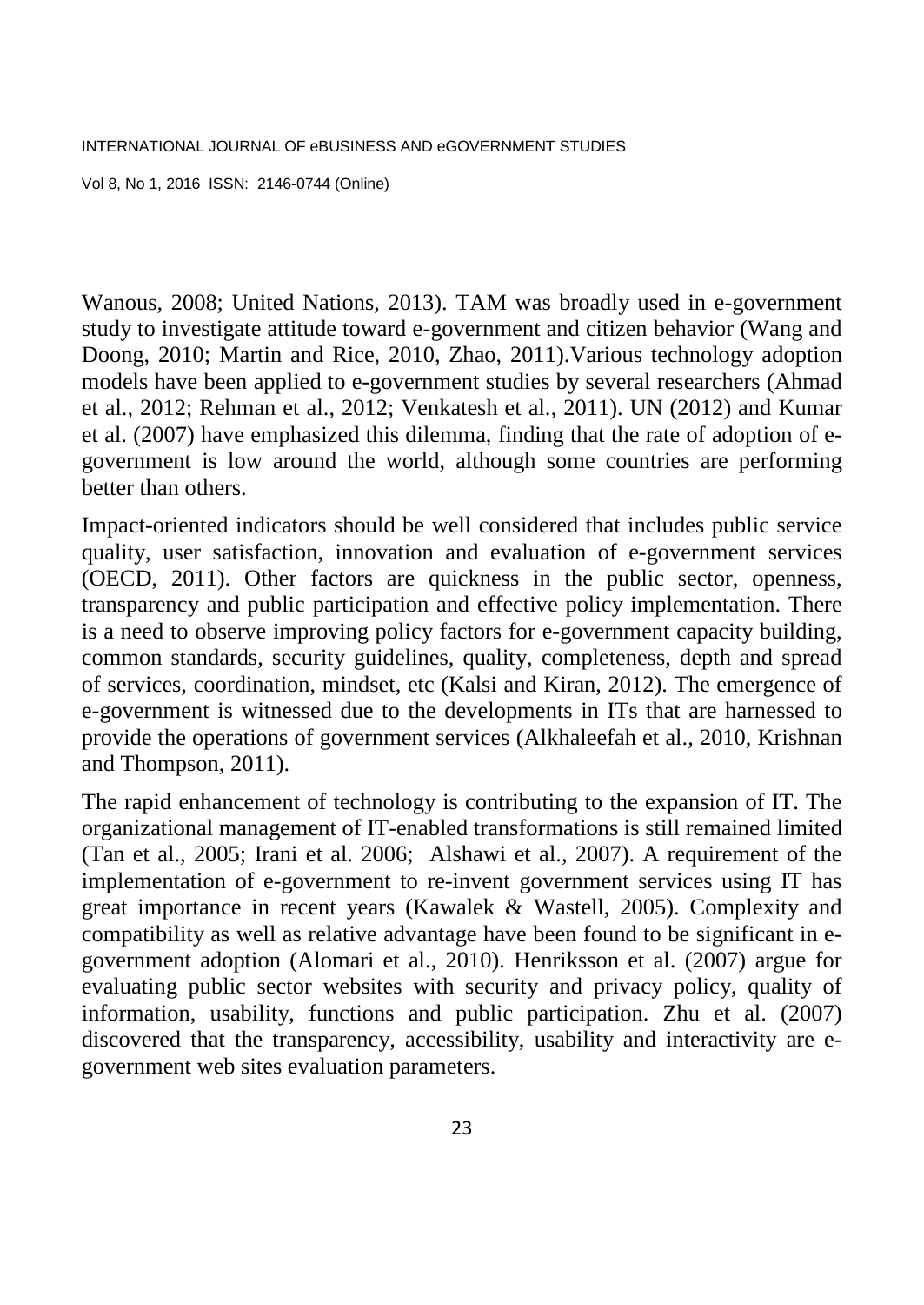Wanous, 2008; United Nations, 2013). TAM was broadly used in e-government study to investigate attitude toward e-government and citizen behavior (Wang and Doong, 2010; Martin and Rice, 2010, Zhao, 2011).Various technology adoption models have been applied to e-government studies by several researchers (Ahmad et al., 2012; Rehman et al., 2012; Venkatesh et al., 2011). UN (2012) and Kumar et al. (2007) have emphasized this dilemma, finding that the rate of adoption of e-government is low around the world, although some countries are performing better than others.

Impact-oriented indicators should be well considered that includes public service quality, user satisfaction, innovation and evaluation of e-government services (OECD, 2011). Other factors are quickness in the public sector, openness, transparency and public participation and effective policy implementation. There is a need to observe improving policy factors for e-government capacity building, common standards, security guidelines, quality, completeness, depth and spread of services, coordination, mindset, etc (Kalsi and Kiran, 2012). The emergence of e-government is witnessed due to the developments in ITs that are harnessed to provide the operations of government services (Alkhaleefah et al., 2010, Krishnan and Thompson, 2011).

The rapid enhancement of technology is contributing to the expansion of IT. The organizational management of IT-enabled transformations is still remained limited (Tan et al., 2005; Irani et al. 2006; Alshawi et al., 2007). A requirement of the implementation of e-government to re-invent government services using IT has great importance in recent years (Kawalek & Wastell, 2005). Complexity and compatibility as well as relative advantage have been found to be significant in e-government adoption (Alomari et al., 2010). Henriksson et al. (2007) argue for evaluating public sector websites with security and privacy policy, quality of information, usability, functions and public participation. Zhu et al. (2007) discovered that the transparency, accessibility, usability and interactivity are e-government web sites evaluation parameters.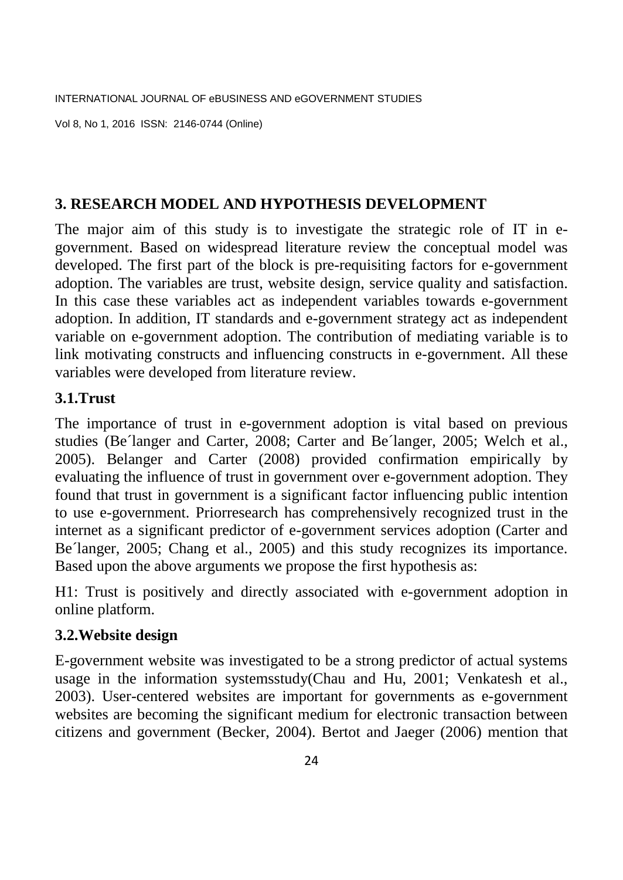## 3. RESEARCH MODEL AND HYPOTHESIS DEVELOPMENT

The major aim of this study is to investigate the strategic role of IT in e-government. Based on widespread literature review the conceptual model was developed. The first part of the block is pre-requisiting factors for e-government adoption. The variables are trust, website design, service quality and satisfaction. In this case these variables act as independent variables towards e-government adoption. In addition, IT standards and e-government strategy act as independent variable on e-government adoption. The contribution of mediating variable is to link motivating constructs and influencing constructs in e-government. All these variables were developed from literature review.

### 3.1.Trust

The importance of trust in e-government adoption is vital based on previous studies (Be´langer and Carter, 2008; Carter and Be´langer, 2005; Welch et al., 2005). Belanger and Carter (2008) provided confirmation empirically by evaluating the influence of trust in government over e-government adoption. They found that trust in government is a significant factor influencing public intention to use e-government. Priorresearch has comprehensively recognized trust in the internet as a significant predictor of e-government services adoption (Carter and Be´langer, 2005; Chang et al., 2005) and this study recognizes its importance. Based upon the above arguments we propose the first hypothesis as:

H1: Trust is positively and directly associated with e-government adoption in online platform.

### 3.2.Website design

E-government website was investigated to be a strong predictor of actual systems usage in the information systemsstudy(Chau and Hu, 2001; Venkatesh et al., 2003). User-centered websites are important for governments as e-government websites are becoming the significant medium for electronic transaction between citizens and government (Becker, 2004). Bertot and Jaeger (2006) mention that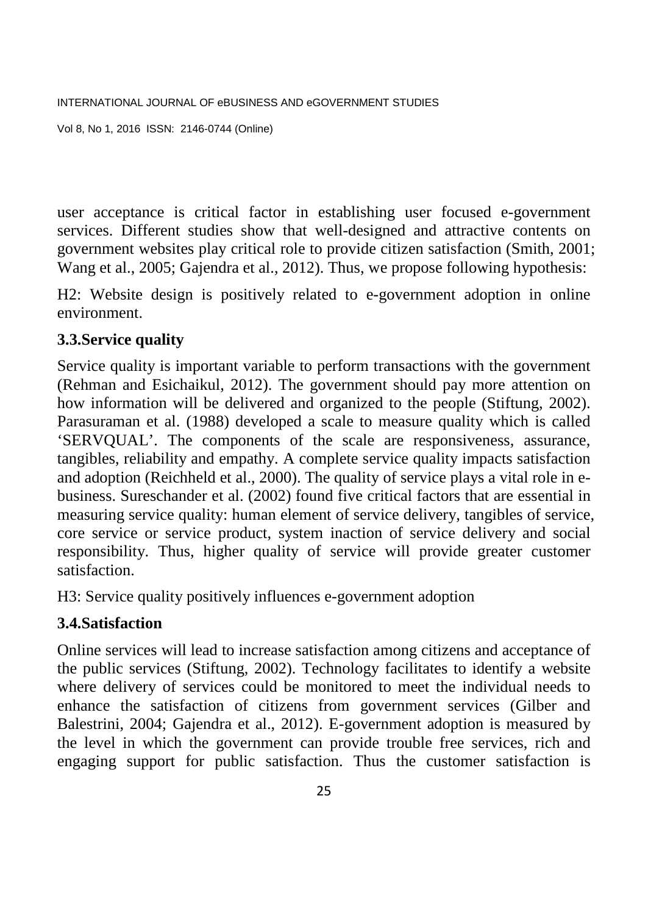user acceptance is critical factor in establishing user focused e-government services. Different studies show that well-designed and attractive contents on government websites play critical role to provide citizen satisfaction (Smith, 2001; Wang et al., 2005; Gajendra et al., 2012). Thus, we propose following hypothesis:

H2: Website design is positively related to e-government adoption in online environment.

### 3.3.Service quality

Service quality is important variable to perform transactions with the government (Rehman and Esichaikul, 2012). The government should pay more attention on how information will be delivered and organized to the people (Stiftung, 2002). Parasuraman et al. (1988) developed a scale to measure quality which is called 'SERVQUAL'. The components of the scale are responsiveness, assurance, tangibles, reliability and empathy. A complete service quality impacts satisfaction and adoption (Reichheld et al., 2000). The quality of service plays a vital role in e-business. Sureschander et al. (2002) found five critical factors that are essential in measuring service quality: human element of service delivery, tangibles of service, core service or service product, system inaction of service delivery and social responsibility. Thus, higher quality of service will provide greater customer satisfaction.

H3: Service quality positively influences e-government adoption

### 3.4.Satisfaction

Online services will lead to increase satisfaction among citizens and acceptance of the public services (Stiftung, 2002). Technology facilitates to identify a website where delivery of services could be monitored to meet the individual needs to enhance the satisfaction of citizens from government services (Gilber and Balestrini, 2004; Gajendra et al., 2012). E-government adoption is measured by the level in which the government can provide trouble free services, rich and engaging support for public satisfaction. Thus the customer satisfaction is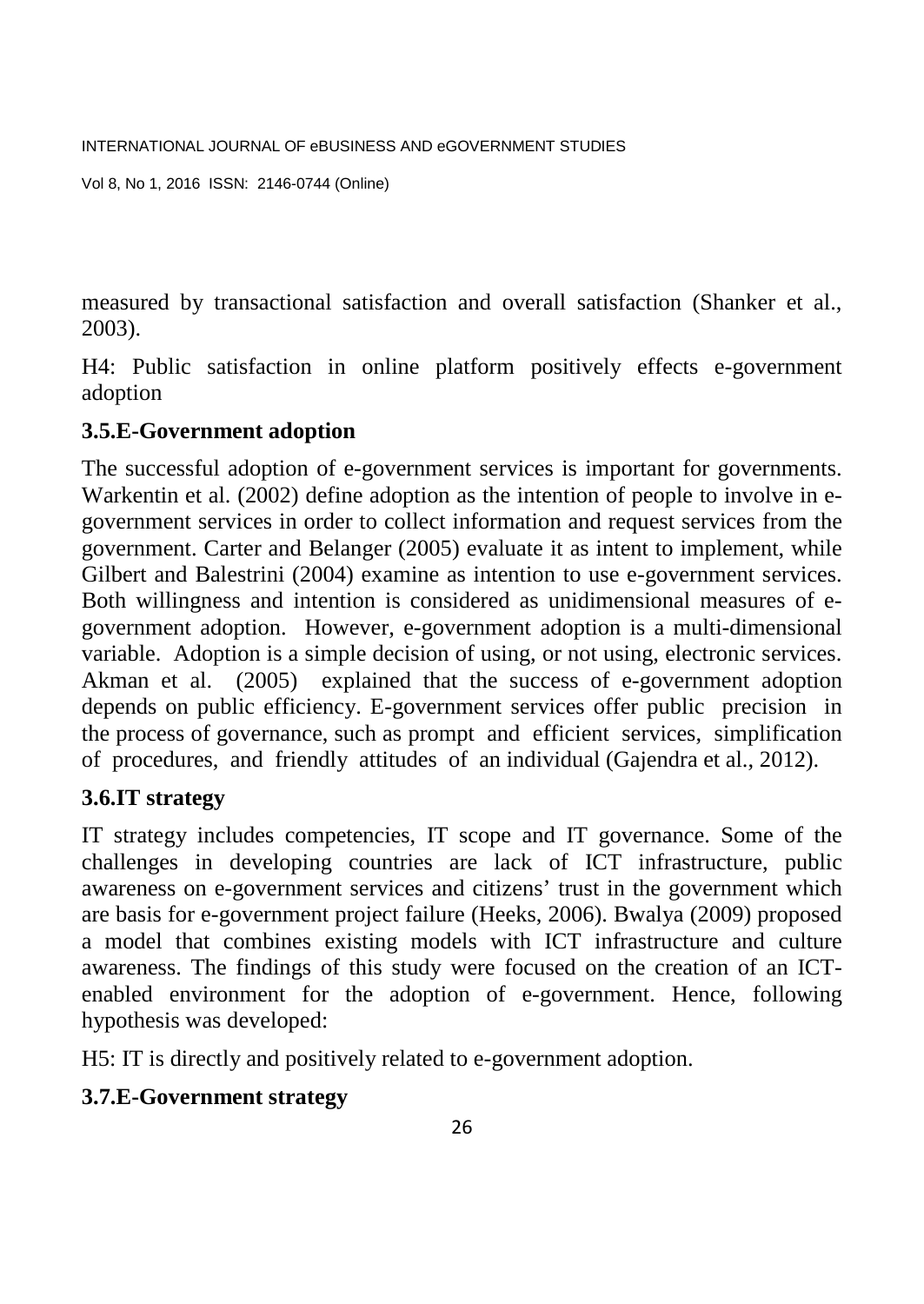measured by transactional satisfaction and overall satisfaction (Shanker et al., 2003).

H4: Public satisfaction in online platform positively effects e-government adoption

### 3.5.E-Government adoption

The successful adoption of e-government services is important for governments. Warkentin et al. (2002) define adoption as the intention of people to involve in e-government services in order to collect information and request services from the government. Carter and Belanger (2005) evaluate it as intent to implement, while Gilbert and Balestrini (2004) examine as intention to use e-government services. Both willingness and intention is considered as unidimensional measures of e-government adoption. However, e-government adoption is a multi-dimensional variable. Adoption is a simple decision of using, or not using, electronic services. Akman et al. (2005) explained that the success of e-government adoption depends on public efficiency. E-government services offer public precision in the process of governance, such as prompt and efficient services, simplification of procedures, and friendly attitudes of an individual (Gajendra et al., 2012).

### 3.6.IT strategy

IT strategy includes competencies, IT scope and IT governance. Some of the challenges in developing countries are lack of ICT infrastructure, public awareness on e-government services and citizens' trust in the government which are basis for e-government project failure (Heeks, 2006). Bwalya (2009) proposed a model that combines existing models with ICT infrastructure and culture awareness. The findings of this study were focused on the creation of an ICT-enabled environment for the adoption of e-government. Hence, following hypothesis was developed:

H5: IT is directly and positively related to e-government adoption.

### 3.7.E-Government strategy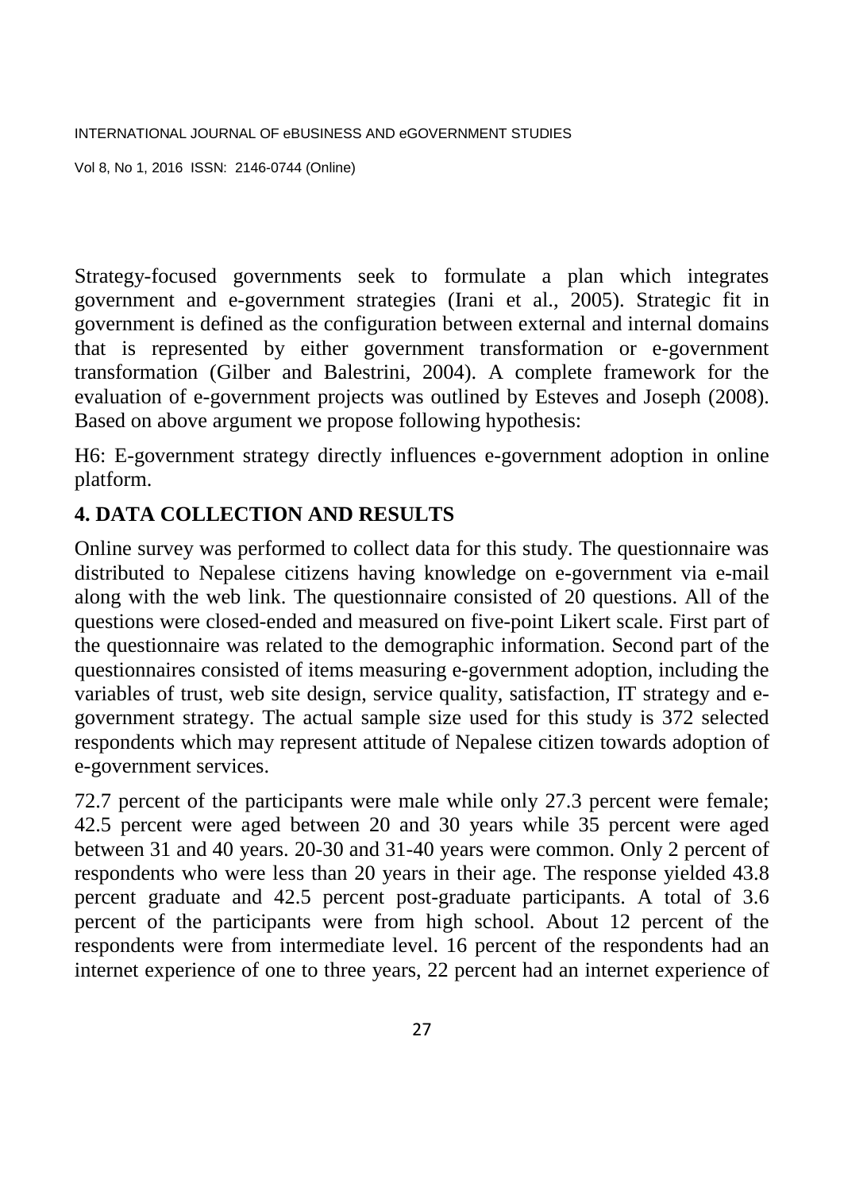Strategy-focused governments seek to formulate a plan which integrates government and e-government strategies (Irani et al., 2005). Strategic fit in government is defined as the configuration between external and internal domains that is represented by either government transformation or e-government transformation (Gilber and Balestrini, 2004). A complete framework for the evaluation of e-government projects was outlined by Esteves and Joseph (2008). Based on above argument we propose following hypothesis:

H6: E-government strategy directly influences e-government adoption in online platform.

## 4. DATA COLLECTION AND RESULTS

Online survey was performed to collect data for this study. The questionnaire was distributed to Nepalese citizens having knowledge on e-government via e-mail along with the web link. The questionnaire consisted of 20 questions. All of the questions were closed-ended and measured on five-point Likert scale. First part of the questionnaire was related to the demographic information. Second part of the questionnaires consisted of items measuring e-government adoption, including the variables of trust, web site design, service quality, satisfaction, IT strategy and e-government strategy. The actual sample size used for this study is 372 selected respondents which may represent attitude of Nepalese citizen towards adoption of e-government services.

72.7 percent of the participants were male while only 27.3 percent were female; 42.5 percent were aged between 20 and 30 years while 35 percent were aged between 31 and 40 years. 20-30 and 31-40 years were common. Only 2 percent of respondents who were less than 20 years in their age. The response yielded 43.8 percent graduate and 42.5 percent post-graduate participants. A total of 3.6 percent of the participants were from high school. About 12 percent of the respondents were from intermediate level. 16 percent of the respondents had an internet experience of one to three years, 22 percent had an internet experience of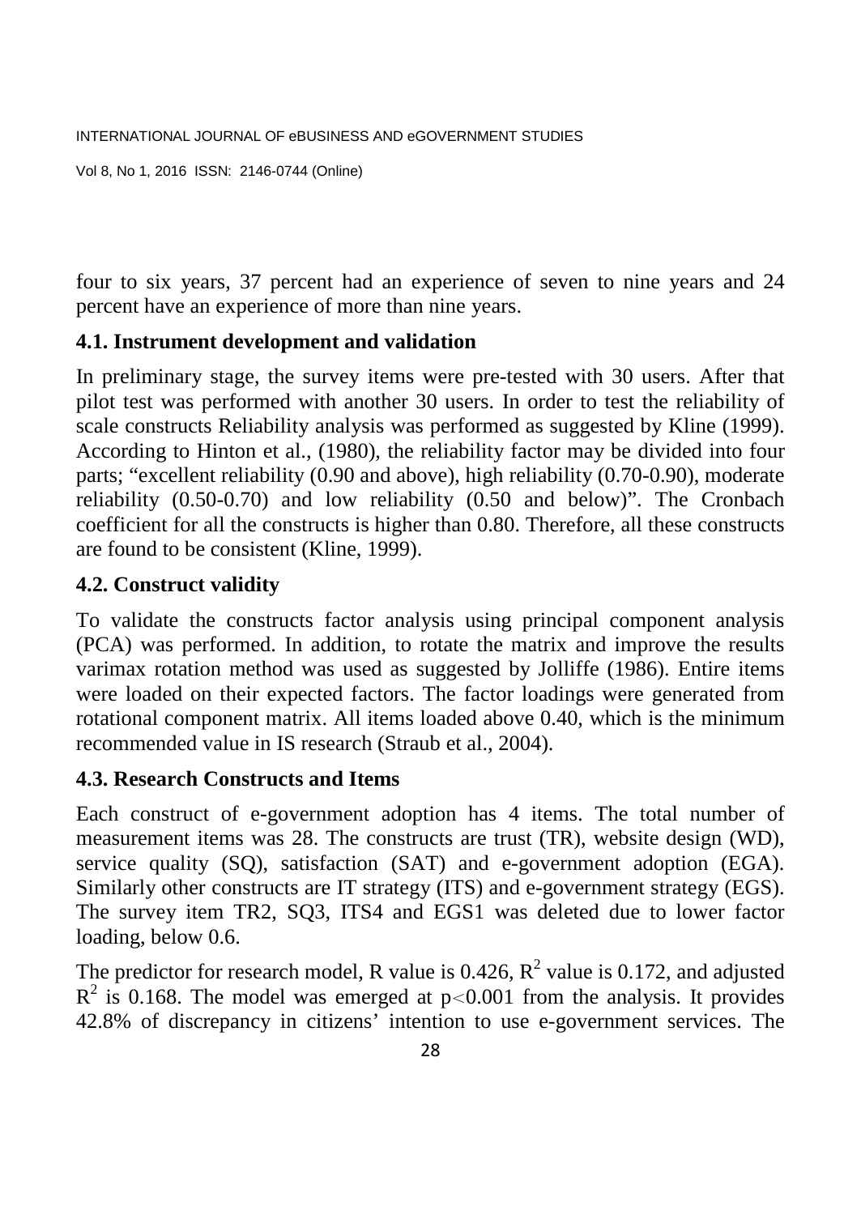four to six years, 37 percent had an experience of seven to nine years and 24 percent have an experience of more than nine years.

### 4.1. Instrument development and validation

In preliminary stage, the survey items were pre-tested with 30 users. After that pilot test was performed with another 30 users. In order to test the reliability of scale constructs Reliability analysis was performed as suggested by Kline (1999). According to Hinton et al., (1980), the reliability factor may be divided into four parts; "excellent reliability (0.90 and above), high reliability (0.70-0.90), moderate reliability (0.50-0.70) and low reliability (0.50 and below)". The Cronbach coefficient for all the constructs is higher than 0.80. Therefore, all these constructs are found to be consistent (Kline, 1999).

### 4.2. Construct validity

To validate the constructs factor analysis using principal component analysis (PCA) was performed. In addition, to rotate the matrix and improve the results varimax rotation method was used as suggested by Jolliffe (1986). Entire items were loaded on their expected factors. The factor loadings were generated from rotational component matrix. All items loaded above 0.40, which is the minimum recommended value in IS research (Straub et al., 2004).

### 4.3. Research Constructs and Items

Each construct of e-government adoption has 4 items. The total number of measurement items was 28. The constructs are trust (TR), website design (WD), service quality (SQ), satisfaction (SAT) and e-government adoption (EGA). Similarly other constructs are IT strategy (ITS) and e-government strategy (EGS). The survey item TR2, SQ3, ITS4 and EGS1 was deleted due to lower factor loading, below 0.6.

The predictor for research model, R value is 0.426, $R^2$ value is 0.172, and adjusted $R^2$ is 0.168. The model was emerged at $p<0.001$ from the analysis. It provides 42.8% of discrepancy in citizens' intention to use e-government services. The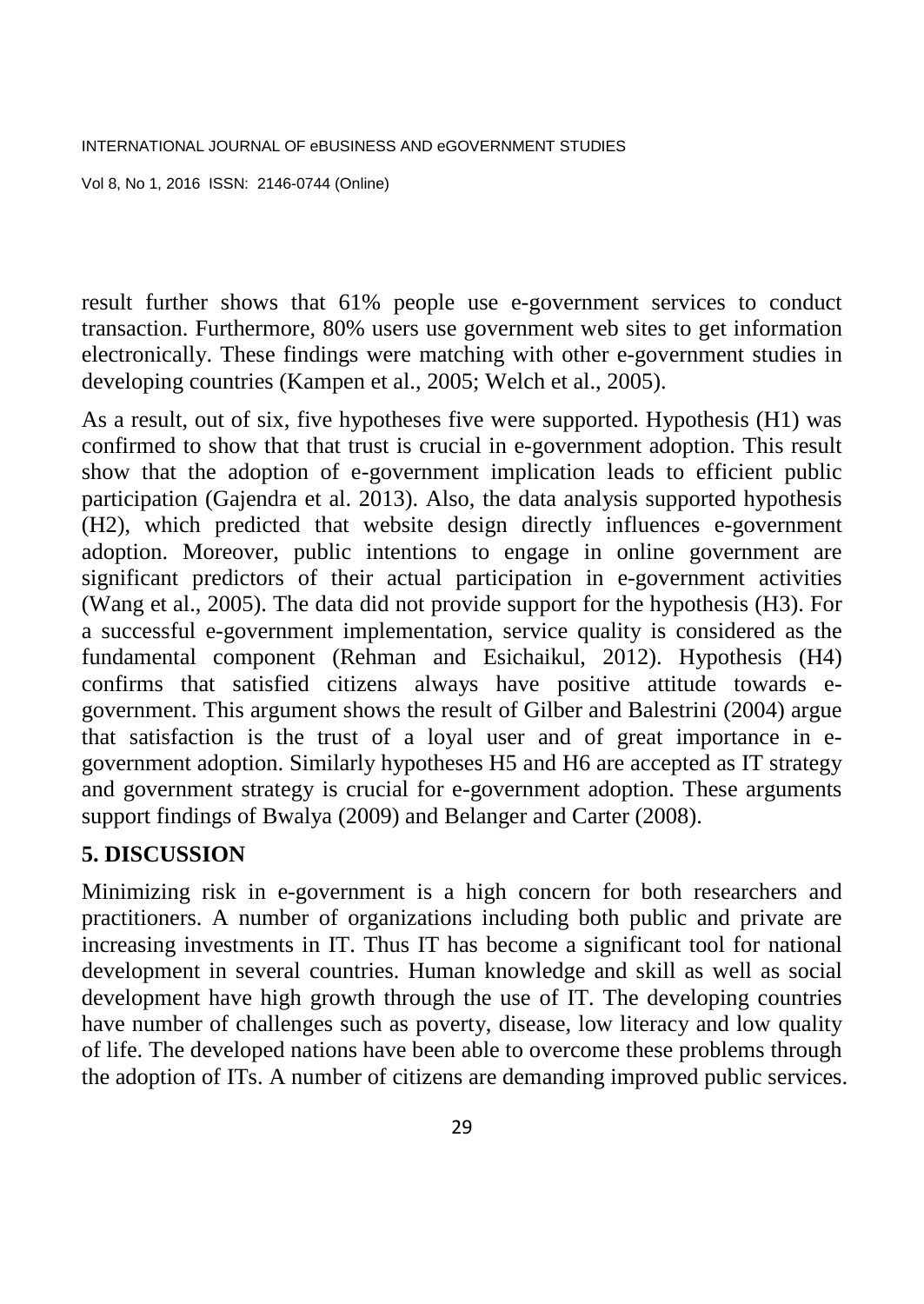result further shows that 61% people use e-government services to conduct transaction. Furthermore, 80% users use government web sites to get information electronically. These findings were matching with other e-government studies in developing countries (Kampen et al., 2005; Welch et al., 2005).

As a result, out of six, five hypotheses five were supported. Hypothesis (H1) was confirmed to show that that trust is crucial in e-government adoption. This result show that the adoption of e-government implication leads to efficient public participation (Gajendra et al. 2013). Also, the data analysis supported hypothesis (H2), which predicted that website design directly influences e-government adoption. Moreover, public intentions to engage in online government are significant predictors of their actual participation in e-government activities (Wang et al., 2005). The data did not provide support for the hypothesis (H3). For a successful e-government implementation, service quality is considered as the fundamental component (Rehman and Esichaikul, 2012). Hypothesis (H4) confirms that satisfied citizens always have positive attitude towards e-government. This argument shows the result of Gilber and Balestrini (2004) argue that satisfaction is the trust of a loyal user and of great importance in e-government adoption. Similarly hypotheses H5 and H6 are accepted as IT strategy and government strategy is crucial for e-government adoption. These arguments support findings of Bwalya (2009) and Belanger and Carter (2008).

## 5. DISCUSSION

Minimizing risk in e-government is a high concern for both researchers and practitioners. A number of organizations including both public and private are increasing investments in IT. Thus IT has become a significant tool for national development in several countries. Human knowledge and skill as well as social development have high growth through the use of IT. The developing countries have number of challenges such as poverty, disease, low literacy and low quality of life. The developed nations have been able to overcome these problems through the adoption of ITs. A number of citizens are demanding improved public services.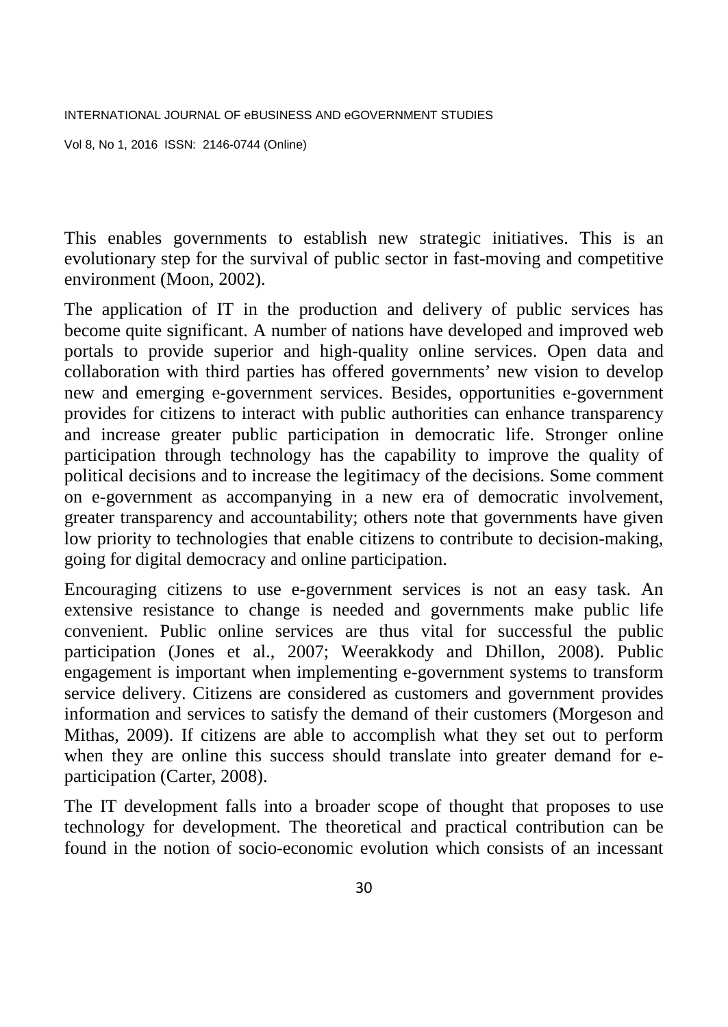This enables governments to establish new strategic initiatives. This is an evolutionary step for the survival of public sector in fast-moving and competitive environment (Moon, 2002).

The application of IT in the production and delivery of public services has become quite significant. A number of nations have developed and improved web portals to provide superior and high-quality online services. Open data and collaboration with third parties has offered governments' new vision to develop new and emerging e-government services. Besides, opportunities e-government provides for citizens to interact with public authorities can enhance transparency and increase greater public participation in democratic life. Stronger online participation through technology has the capability to improve the quality of political decisions and to increase the legitimacy of the decisions. Some comment on e-government as accompanying in a new era of democratic involvement, greater transparency and accountability; others note that governments have given low priority to technologies that enable citizens to contribute to decision-making, going for digital democracy and online participation.

Encouraging citizens to use e-government services is not an easy task. An extensive resistance to change is needed and governments make public life convenient. Public online services are thus vital for successful the public participation (Jones et al., 2007; Weerakkody and Dhillon, 2008). Public engagement is important when implementing e-government systems to transform service delivery. Citizens are considered as customers and government provides information and services to satisfy the demand of their customers (Morgeson and Mithas, 2009). If citizens are able to accomplish what they set out to perform when they are online this success should translate into greater demand for e-participation (Carter, 2008).

The IT development falls into a broader scope of thought that proposes to use technology for development. The theoretical and practical contribution can be found in the notion of socio-economic evolution which consists of an incessant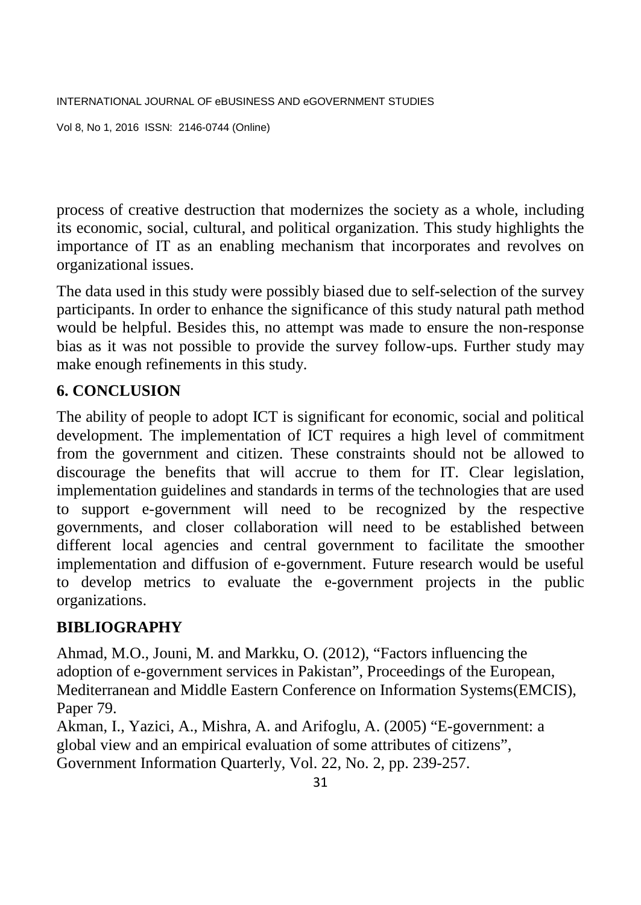process of creative destruction that modernizes the society as a whole, including its economic, social, cultural, and political organization. This study highlights the importance of IT as an enabling mechanism that incorporates and revolves on organizational issues.

The data used in this study were possibly biased due to self-selection of the survey participants. In order to enhance the significance of this study natural path method would be helpful. Besides this, no attempt was made to ensure the non-response bias as it was not possible to provide the survey follow-ups. Further study may make enough refinements in this study.

## 6. CONCLUSION

The ability of people to adopt ICT is significant for economic, social and political development. The implementation of ICT requires a high level of commitment from the government and citizen. These constraints should not be allowed to discourage the benefits that will accrue to them for IT. Clear legislation, implementation guidelines and standards in terms of the technologies that are used to support e-government will need to be recognized by the respective governments, and closer collaboration will need to be established between different local agencies and central government to facilitate the smoother implementation and diffusion of e-government. Future research would be useful to develop metrics to evaluate the e-government projects in the public organizations.

## BIBLIOGRAPHY

Ahmad, M.O., Jouni, M. and Markku, O. (2012), "Factors influencing the adoption of e-government services in Pakistan", Proceedings of the European, Mediterranean and Middle Eastern Conference on Information Systems(EMCIS), Paper 79.

Akman, I., Yazici, A., Mishra, A. and Arifoglu, A. (2005) "E-government: a global view and an empirical evaluation of some attributes of citizens", Government Information Quarterly, Vol. 22, No. 2, pp. 239-257.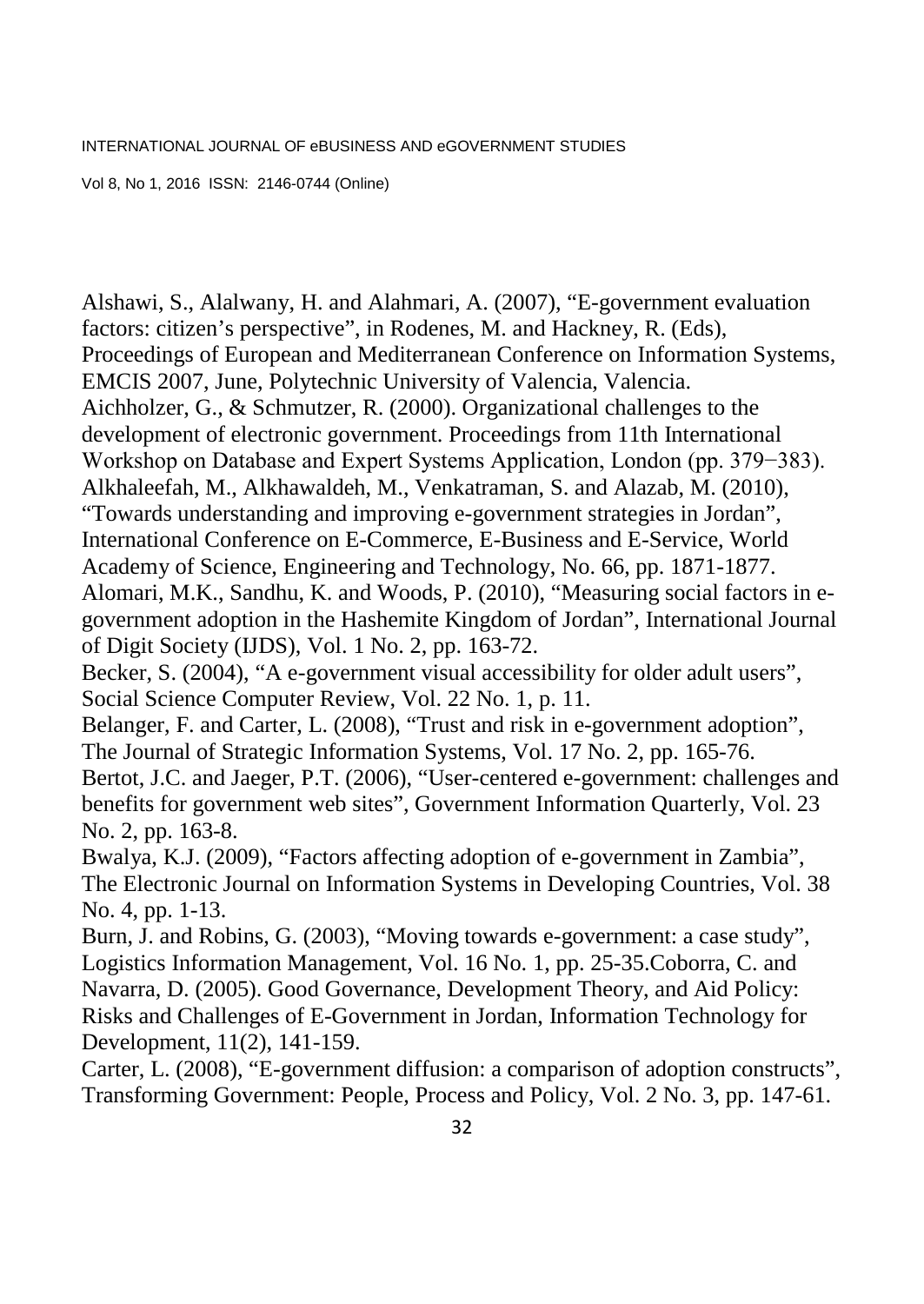Alshawi, S., Alalwany, H. and Alahmari, A. (2007), "E-government evaluation factors: citizen's perspective", in Rodenes, M. and Hackney, R. (Eds), Proceedings of European and Mediterranean Conference on Information Systems, EMCIS 2007, June, Polytechnic University of Valencia, Valencia.

Aichholzer, G., & Schmutzer, R. (2000). Organizational challenges to the development of electronic government. Proceedings from 11th International Workshop on Database and Expert Systems Application, London (pp. 379−383).

Alkhaleefah, M., Alkhawaldeh, M., Venkatraman, S. and Alazab, M. (2010), "Towards understanding and improving e-government strategies in Jordan", International Conference on E-Commerce, E-Business and E-Service, World Academy of Science, Engineering and Technology, No. 66, pp. 1871-1877.

Alomari, M.K., Sandhu, K. and Woods, P. (2010), "Measuring social factors in e-government adoption in the Hashemite Kingdom of Jordan", International Journal of Digit Society (IJDS), Vol. 1 No. 2, pp. 163-72.

Becker, S. (2004), "A e-government visual accessibility for older adult users", Social Science Computer Review, Vol. 22 No. 1, p. 11.

Belanger, F. and Carter, L. (2008), "Trust and risk in e-government adoption", The Journal of Strategic Information Systems, Vol. 17 No. 2, pp. 165-76.

Bertot, J.C. and Jaeger, P.T. (2006), "User-centered e-government: challenges and benefits for government web sites", Government Information Quarterly, Vol. 23 No. 2, pp. 163-8.

Bwalya, K.J. (2009), "Factors affecting adoption of e-government in Zambia", The Electronic Journal on Information Systems in Developing Countries, Vol. 38 No. 4, pp. 1-13.

Burn, J. and Robins, G. (2003), "Moving towards e-government: a case study", Logistics Information Management, Vol. 16 No. 1, pp. 25-35.Coborra, C. and Navarra, D. (2005). Good Governance, Development Theory, and Aid Policy: Risks and Challenges of E-Government in Jordan, Information Technology for Development, 11(2), 141-159.

Carter, L. (2008), "E-government diffusion: a comparison of adoption constructs", Transforming Government: People, Process and Policy, Vol. 2 No. 3, pp. 147-61.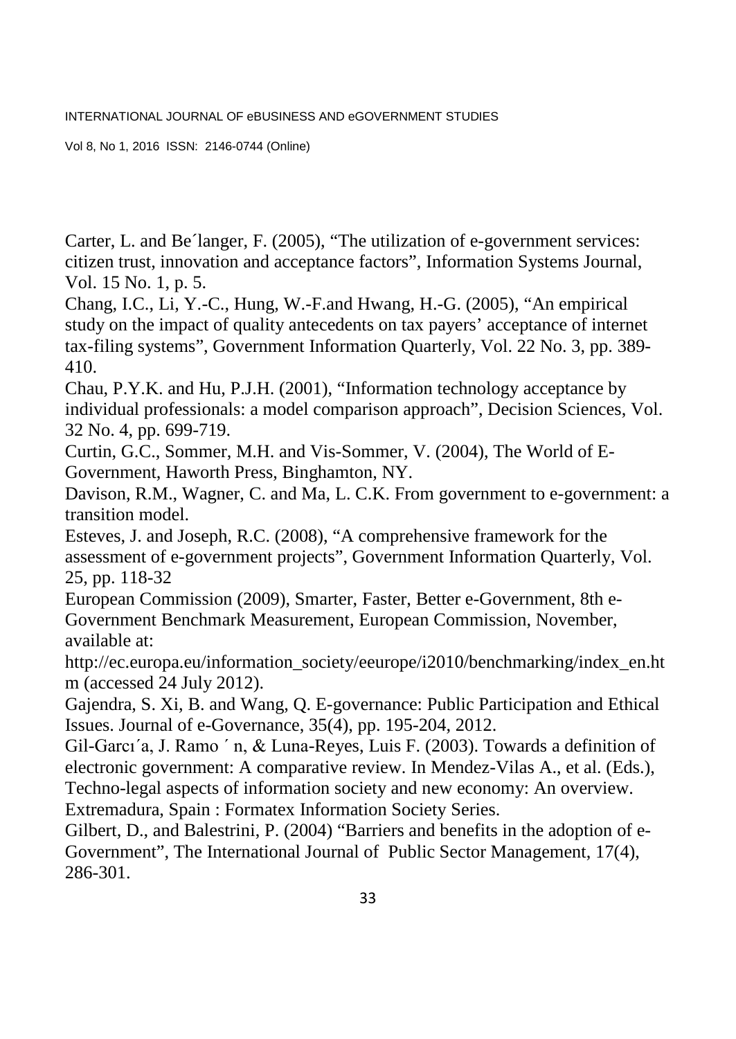Carter, L. and Be´langer, F. (2005), "The utilization of e-government services: citizen trust, innovation and acceptance factors", Information Systems Journal, Vol. 15 No. 1, p. 5.

Chang, I.C., Li, Y.-C., Hung, W.-F.and Hwang, H.-G. (2005), "An empirical study on the impact of quality antecedents on tax payers' acceptance of internet tax-filing systems", Government Information Quarterly, Vol. 22 No. 3, pp. 389-410.

Chau, P.Y.K. and Hu, P.J.H. (2001), "Information technology acceptance by individual professionals: a model comparison approach", Decision Sciences, Vol. 32 No. 4, pp. 699-719.

Curtin, G.C., Sommer, M.H. and Vis-Sommer, V. (2004), The World of E-Government, Haworth Press, Binghamton, NY.

Davison, R.M., Wagner, C. and Ma, L. C.K. From government to e-government: a transition model.

Esteves, J. and Joseph, R.C. (2008), "A comprehensive framework for the assessment of e-government projects", Government Information Quarterly, Vol. 25, pp. 118-32

European Commission (2009), Smarter, Faster, Better e-Government, 8th e-Government Benchmark Measurement, European Commission, November, available at: http://ec.europa.eu/information_society/eeurope/i2010/benchmarking/index_en.htm (accessed 24 July 2012).

Gajendra, S. Xi, B. and Wang, Q. E-governance: Public Participation and Ethical Issues. Journal of e-Governance, 35(4), pp. 195-204, 2012.

Gil-Garcı´a, J. Ramo ´ n, & Luna-Reyes, Luis F. (2003). Towards a definition of electronic government: A comparative review. In Mendez-Vilas A., et al. (Eds.), Techno-legal aspects of information society and new economy: An overview. Extremadura, Spain : Formatex Information Society Series.

Gilbert, D., and Balestrini, P. (2004) "Barriers and benefits in the adoption of e-Government", The International Journal of Public Sector Management, 17(4), 286-301.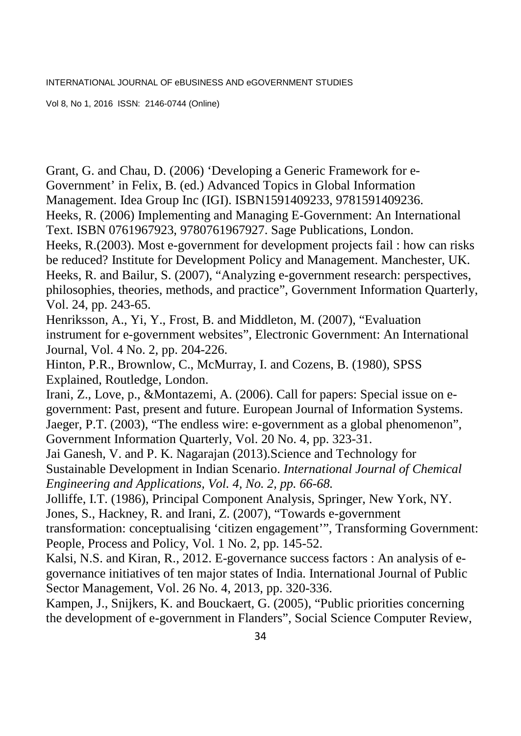Grant, G. and Chau, D. (2006) 'Developing a Generic Framework for e-Government' in Felix, B. (ed.) Advanced Topics in Global Information Management. Idea Group Inc (IGI). ISBN1591409233, 9781591409236.

Heeks, R. (2006) Implementing and Managing E-Government: An International Text. ISBN 0761967923, 9780761967927. Sage Publications, London.

Heeks, R.(2003). Most e-government for development projects fail : how can risks be reduced? Institute for Development Policy and Management. Manchester, UK.

Heeks, R. and Bailur, S. (2007), "Analyzing e-government research: perspectives, philosophies, theories, methods, and practice", Government Information Quarterly, Vol. 24, pp. 243-65.

Henriksson, A., Yi, Y., Frost, B. and Middleton, M. (2007), "Evaluation instrument for e-government websites", Electronic Government: An International Journal, Vol. 4 No. 2, pp. 204-226.

Hinton, P.R., Brownlow, C., McMurray, I. and Cozens, B. (1980), SPSS Explained, Routledge, London.

Irani, Z., Love, p., &Montazemi, A. (2006). Call for papers: Special issue on e-government: Past, present and future. European Journal of Information Systems.

Jaeger, P.T. (2003), "The endless wire: e-government as a global phenomenon", Government Information Quarterly, Vol. 20 No. 4, pp. 323-31.

Jai Ganesh, V. and P. K. Nagarajan (2013).Science and Technology for Sustainable Development in Indian Scenario. *International Journal of Chemical Engineering and Applications, Vol. 4, No. 2, pp. 66-68.*

Jolliffe, I.T. (1986), Principal Component Analysis, Springer, New York, NY.

Jones, S., Hackney, R. and Irani, Z. (2007), "Towards e-government transformation: conceptualising 'citizen engagement'", Transforming Government: People, Process and Policy, Vol. 1 No. 2, pp. 145-52.

Kalsi, N.S. and Kiran, R., 2012. E-governance success factors : An analysis of e-governance initiatives of ten major states of India. International Journal of Public Sector Management, Vol. 26 No. 4, 2013, pp. 320-336.

Kampen, J., Snijkers, K. and Bouckaert, G. (2005), "Public priorities concerning the development of e-government in Flanders", Social Science Computer Review,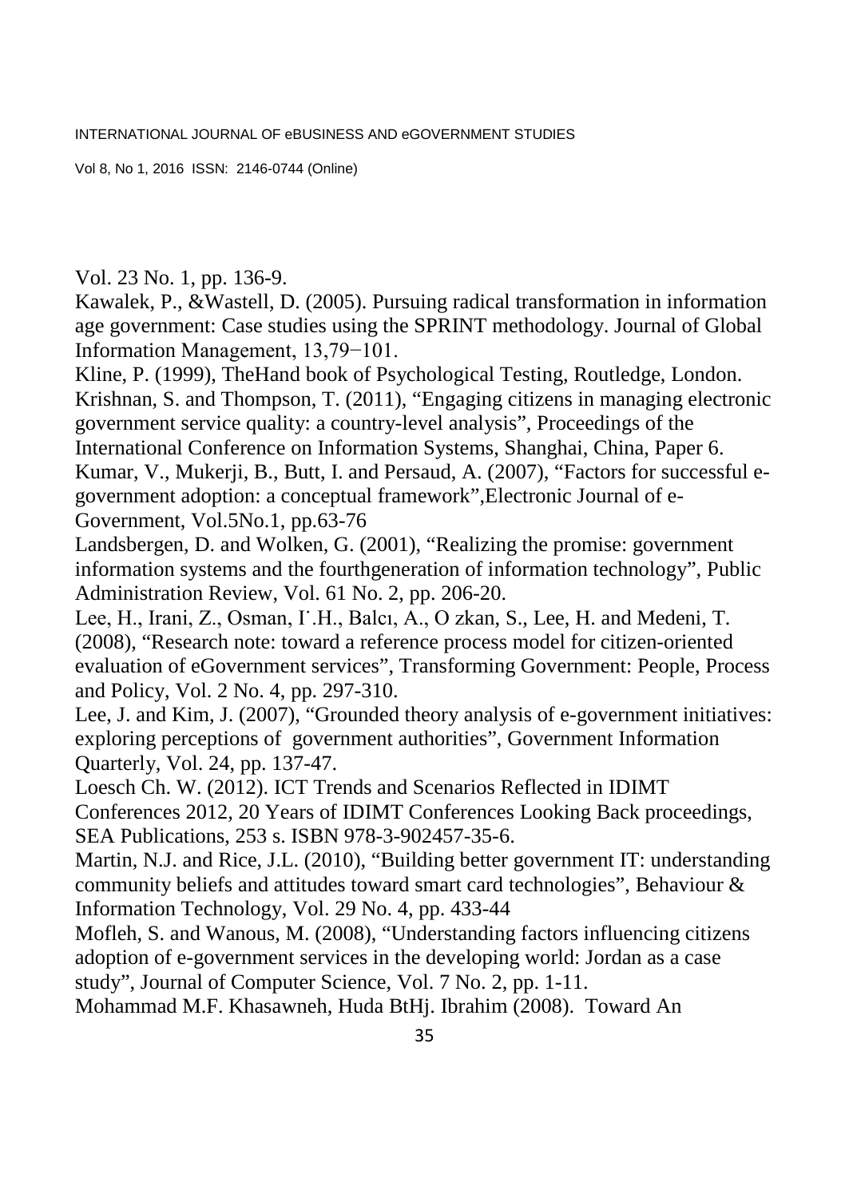Vol. 23 No. 1, pp. 136-9.

Kawalek, P., &Wastell, D. (2005). Pursuing radical transformation in information age government: Case studies using the SPRINT methodology. Journal of Global Information Management, 13,79−101.

Kline, P. (1999), TheHand book of Psychological Testing, Routledge, London.

Krishnan, S. and Thompson, T. (2011), "Engaging citizens in managing electronic government service quality: a country-level analysis", Proceedings of the International Conference on Information Systems, Shanghai, China, Paper 6.

Kumar, V., Mukerji, B., Butt, I. and Persaud, A. (2007), "Factors for successful e-government adoption: a conceptual framework",Electronic Journal of e-Government, Vol.5No.1, pp.63-76

Landsbergen, D. and Wolken, G. (2001), "Realizing the promise: government information systems and the fourthgeneration of information technology", Public Administration Review, Vol. 61 No. 2, pp. 206-20.

Lee, H., Irani, Z., Osman, I˙.H., Balcı, A., O zkan, S., Lee, H. and Medeni, T. (2008), "Research note: toward a reference process model for citizen-oriented evaluation of eGovernment services", Transforming Government: People, Process and Policy, Vol. 2 No. 4, pp. 297-310.

Lee, J. and Kim, J. (2007), "Grounded theory analysis of e-government initiatives: exploring perceptions of government authorities", Government Information Quarterly, Vol. 24, pp. 137-47.

Loesch Ch. W. (2012). ICT Trends and Scenarios Reflected in IDIMT Conferences 2012, 20 Years of IDIMT Conferences Looking Back proceedings, SEA Publications, 253 s. ISBN 978-3-902457-35-6.

Martin, N.J. and Rice, J.L. (2010), "Building better government IT: understanding community beliefs and attitudes toward smart card technologies", Behaviour & Information Technology, Vol. 29 No. 4, pp. 433-44

Mofleh, S. and Wanous, M. (2008), "Understanding factors influencing citizens adoption of e-government services in the developing world: Jordan as a case study", Journal of Computer Science, Vol. 7 No. 2, pp. 1-11.

Mohammad M.F. Khasawneh, Huda BtHj. Ibrahim (2008). Toward An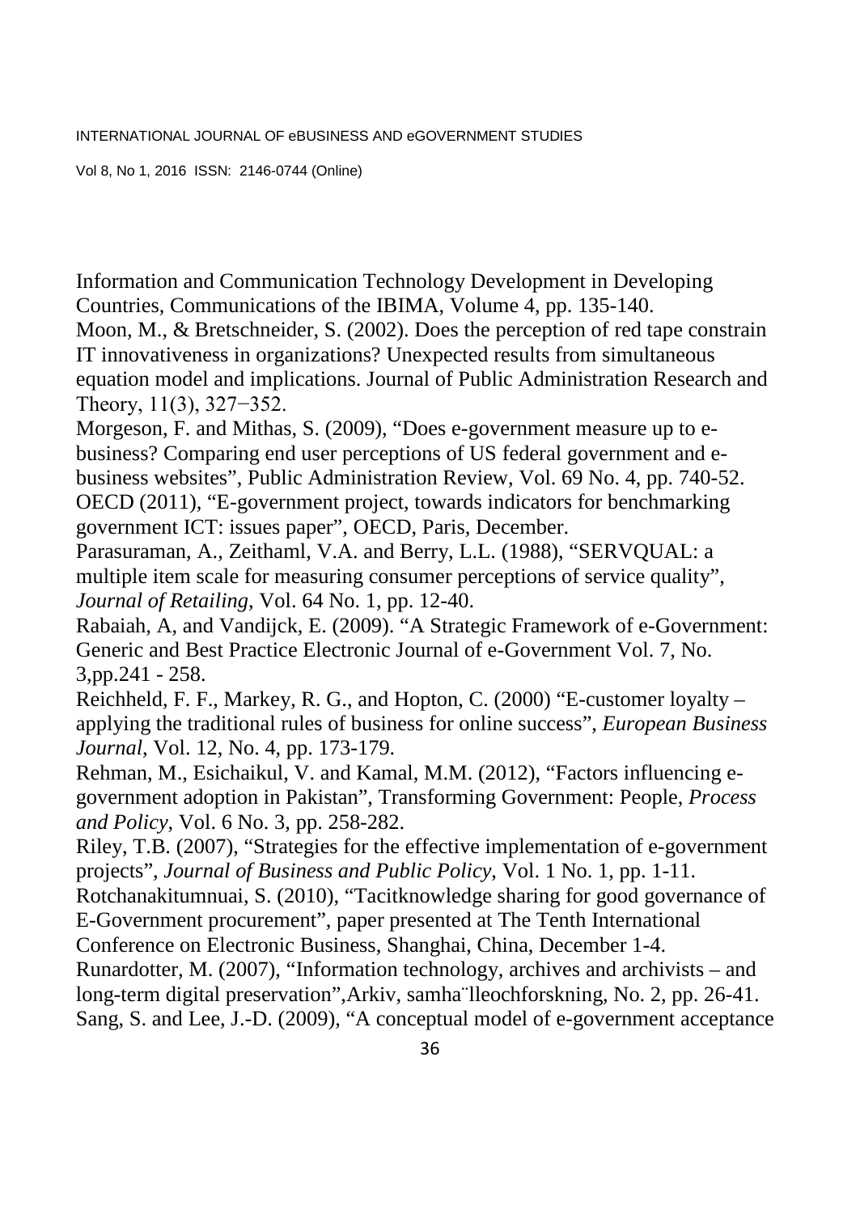Information and Communication Technology Development in Developing Countries, Communications of the IBIMA, Volume 4, pp. 135-140.

Moon, M., & Bretschneider, S. (2002). Does the perception of red tape constrain IT innovativeness in organizations? Unexpected results from simultaneous equation model and implications. Journal of Public Administration Research and Theory, 11(3), 327−352.

Morgeson, F. and Mithas, S. (2009), "Does e-government measure up to e-business? Comparing end user perceptions of US federal government and e-business websites", Public Administration Review, Vol. 69 No. 4, pp. 740-52.

OECD (2011), "E-government project, towards indicators for benchmarking government ICT: issues paper", OECD, Paris, December.

Parasuraman, A., Zeithaml, V.A. and Berry, L.L. (1988), "SERVQUAL: a multiple item scale for measuring consumer perceptions of service quality", *Journal of Retailing*, Vol. 64 No. 1, pp. 12-40.

Rabaiah, A, and Vandijck, E. (2009). "A Strategic Framework of e-Government: Generic and Best Practice Electronic Journal of e-Government Vol. 7, No. 3,pp.241 - 258.

Reichheld, F. F., Markey, R. G., and Hopton, C. (2000) "E-customer loyalty – applying the traditional rules of business for online success", *European Business Journal*, Vol. 12, No. 4, pp. 173-179.

Rehman, M., Esichaikul, V. and Kamal, M.M. (2012), "Factors influencing e-government adoption in Pakistan", Transforming Government: People, *Process and Policy*, Vol. 6 No. 3, pp. 258-282.

Riley, T.B. (2007), "Strategies for the effective implementation of e-government projects", *Journal of Business and Public Policy*, Vol. 1 No. 1, pp. 1-11.

Rotchanakitumnuai, S. (2010), "Tacitknowledge sharing for good governance of E-Government procurement", paper presented at The Tenth International Conference on Electronic Business, Shanghai, China, December 1-4.

Runardotter, M. (2007), "Information technology, archives and archivists – and long-term digital preservation",Arkiv, samha¨lleochforskning, No. 2, pp. 26-41.

Sang, S. and Lee, J.-D. (2009), "A conceptual model of e-government acceptance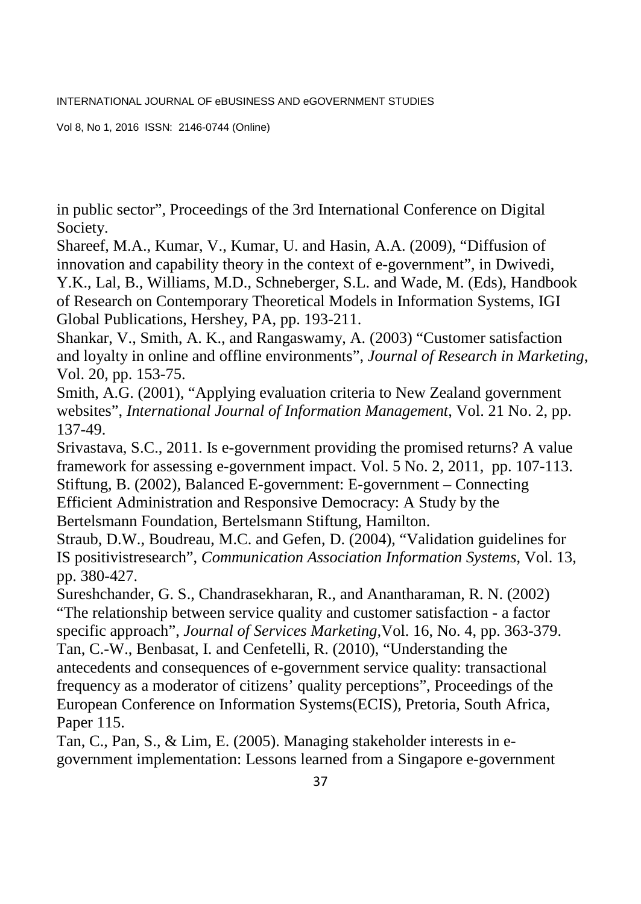in public sector", Proceedings of the 3rd International Conference on Digital Society.

Shareef, M.A., Kumar, V., Kumar, U. and Hasin, A.A. (2009), "Diffusion of innovation and capability theory in the context of e-government", in Dwivedi, Y.K., Lal, B., Williams, M.D., Schneberger, S.L. and Wade, M. (Eds), Handbook of Research on Contemporary Theoretical Models in Information Systems, IGI Global Publications, Hershey, PA, pp. 193-211.

Shankar, V., Smith, A. K., and Rangaswamy, A. (2003) "Customer satisfaction and loyalty in online and offline environments", *Journal of Research in Marketing*, Vol. 20, pp. 153-75.

Smith, A.G. (2001), "Applying evaluation criteria to New Zealand government websites", *International Journal of Information Management*, Vol. 21 No. 2, pp. 137-49.

Srivastava, S.C., 2011. Is e-government providing the promised returns? A value framework for assessing e-government impact. Vol. 5 No. 2, 2011, pp. 107-113.

Stiftung, B. (2002), Balanced E-government: E-government – Connecting Efficient Administration and Responsive Democracy: A Study by the Bertelsmann Foundation, Bertelsmann Stiftung, Hamilton.

Straub, D.W., Boudreau, M.C. and Gefen, D. (2004), "Validation guidelines for IS positivistresearch", *Communication Association Information Systems*, Vol. 13, pp. 380-427.

Sureshchander, G. S., Chandrasekharan, R., and Anantharaman, R. N. (2002) "The relationship between service quality and customer satisfaction - a factor specific approach", *Journal of Services Marketing*,Vol. 16, No. 4, pp. 363-379.

Tan, C.-W., Benbasat, I. and Cenfetelli, R. (2010), "Understanding the antecedents and consequences of e-government service quality: transactional frequency as a moderator of citizens' quality perceptions", Proceedings of the European Conference on Information Systems(ECIS), Pretoria, South Africa, Paper 115.

Tan, C., Pan, S., & Lim, E. (2005). Managing stakeholder interests in e-government implementation: Lessons learned from a Singapore e-government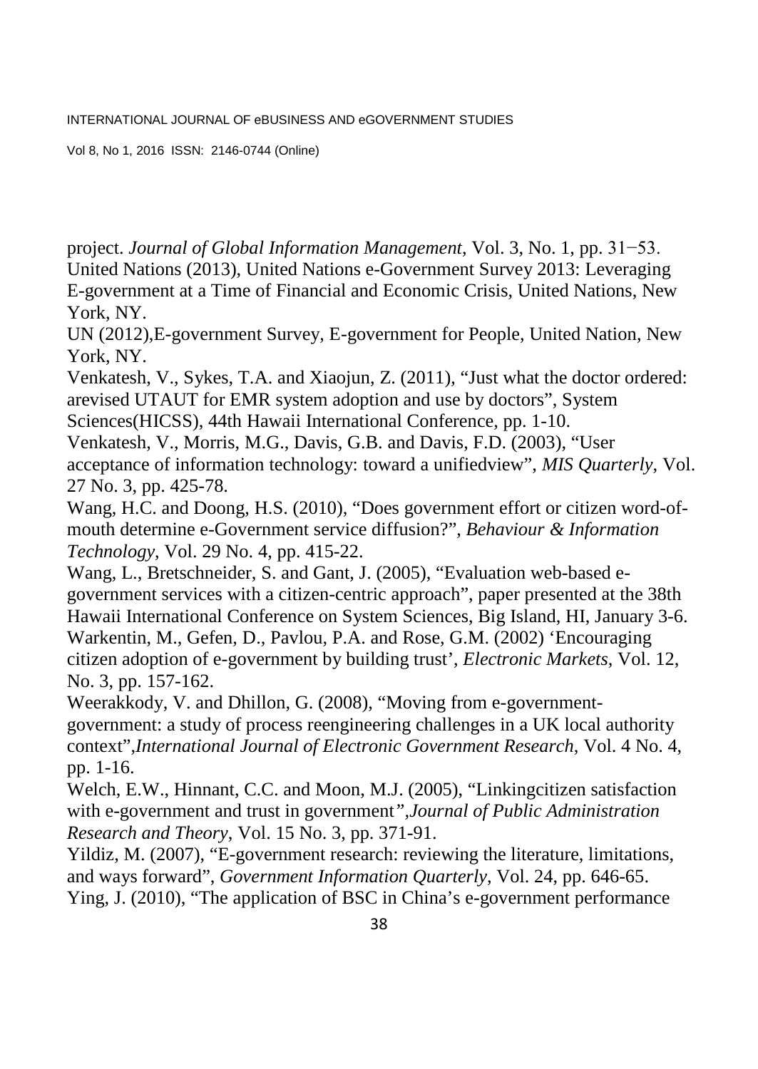project. *Journal of Global Information Management*, Vol. 3, No. 1, pp. 31−53.

United Nations (2013), United Nations e-Government Survey 2013: Leveraging E-government at a Time of Financial and Economic Crisis, United Nations, New York, NY.

UN (2012),E-government Survey, E-government for People, United Nation, New York, NY.

Venkatesh, V., Sykes, T.A. and Xiaojun, Z. (2011), "Just what the doctor ordered: arevised UTAUT for EMR system adoption and use by doctors", System Sciences(HICSS), 44th Hawaii International Conference, pp. 1-10.

Venkatesh, V., Morris, M.G., Davis, G.B. and Davis, F.D. (2003), "User acceptance of information technology: toward a unifiedview", *MIS Quarterly*, Vol. 27 No. 3, pp. 425-78.

Wang, H.C. and Doong, H.S. (2010), "Does government effort or citizen word-of-mouth determine e-Government service diffusion?", *Behaviour & Information Technology*, Vol. 29 No. 4, pp. 415-22.

Wang, L., Bretschneider, S. and Gant, J. (2005), "Evaluation web-based e-government services with a citizen-centric approach", paper presented at the 38th Hawaii International Conference on System Sciences, Big Island, HI, January 3-6.

Warkentin, M., Gefen, D., Pavlou, P.A. and Rose, G.M. (2002) 'Encouraging citizen adoption of e-government by building trust', *Electronic Markets*, Vol. 12, No. 3, pp. 157-162.

Weerakkody, V. and Dhillon, G. (2008), "Moving from e-government-government: a study of process reengineering challenges in a UK local authority context",*International Journal of Electronic Government Research,* Vol. 4 No. 4, pp. 1-16.

Welch, E.W., Hinnant, C.C. and Moon, M.J. (2005), "Linkingcitizen satisfaction with e-government and trust in government",*Journal of Public Administration Research and Theory*, Vol. 15 No. 3, pp. 371-91.

Yildiz, M. (2007), "E-government research: reviewing the literature, limitations, and ways forward", *Government Information Quarterly*, Vol. 24, pp. 646-65.

Ying, J. (2010), "The application of BSC in China's e-government performance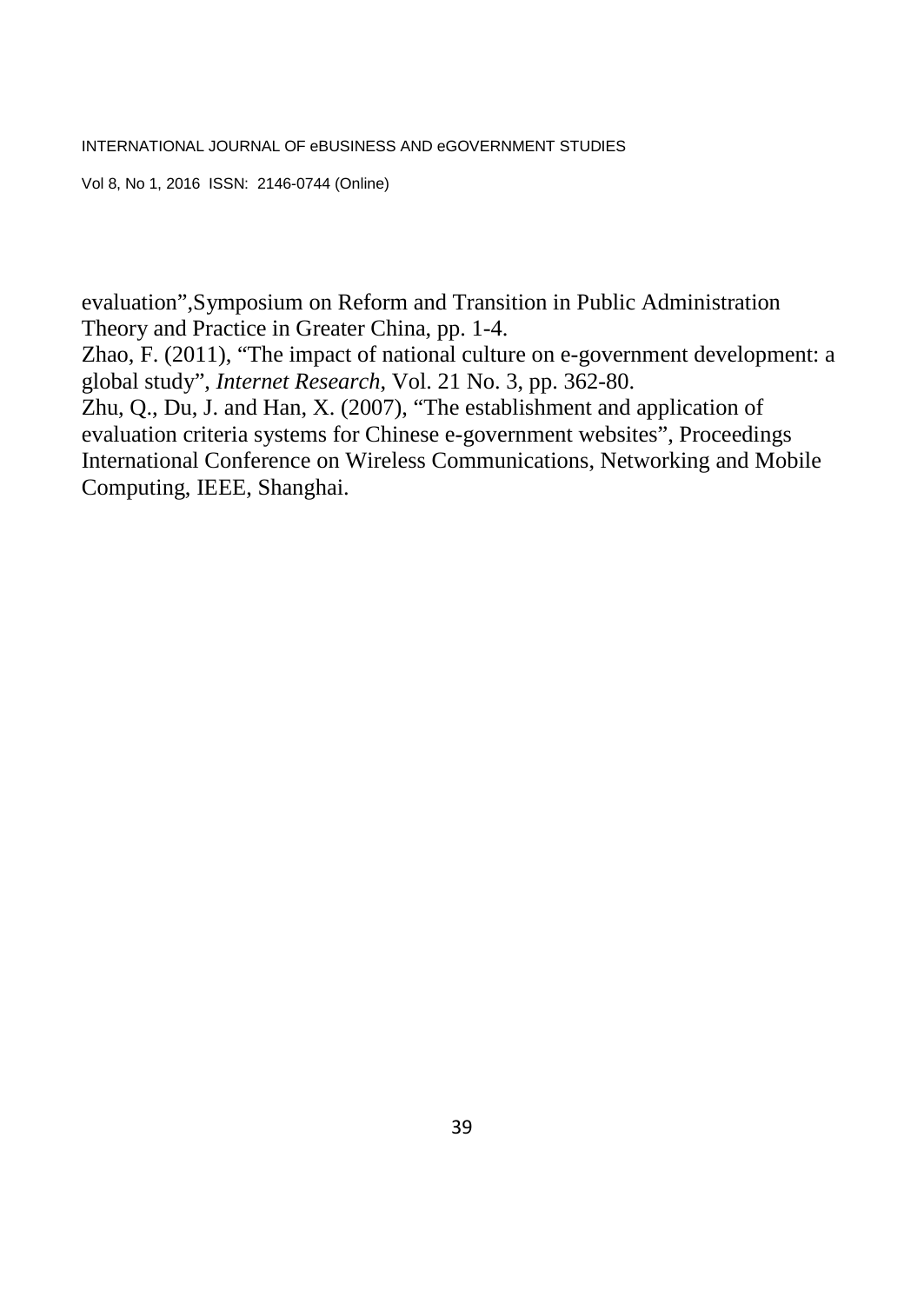evaluation",Symposium on Reform and Transition in Public Administration Theory and Practice in Greater China, pp. 1-4.

Zhao, F. (2011), "The impact of national culture on e-government development: a global study", *Internet Research*, Vol. 21 No. 3, pp. 362-80.

Zhu, Q., Du, J. and Han, X. (2007), "The establishment and application of evaluation criteria systems for Chinese e-government websites", Proceedings International Conference on Wireless Communications, Networking and Mobile Computing, IEEE, Shanghai.